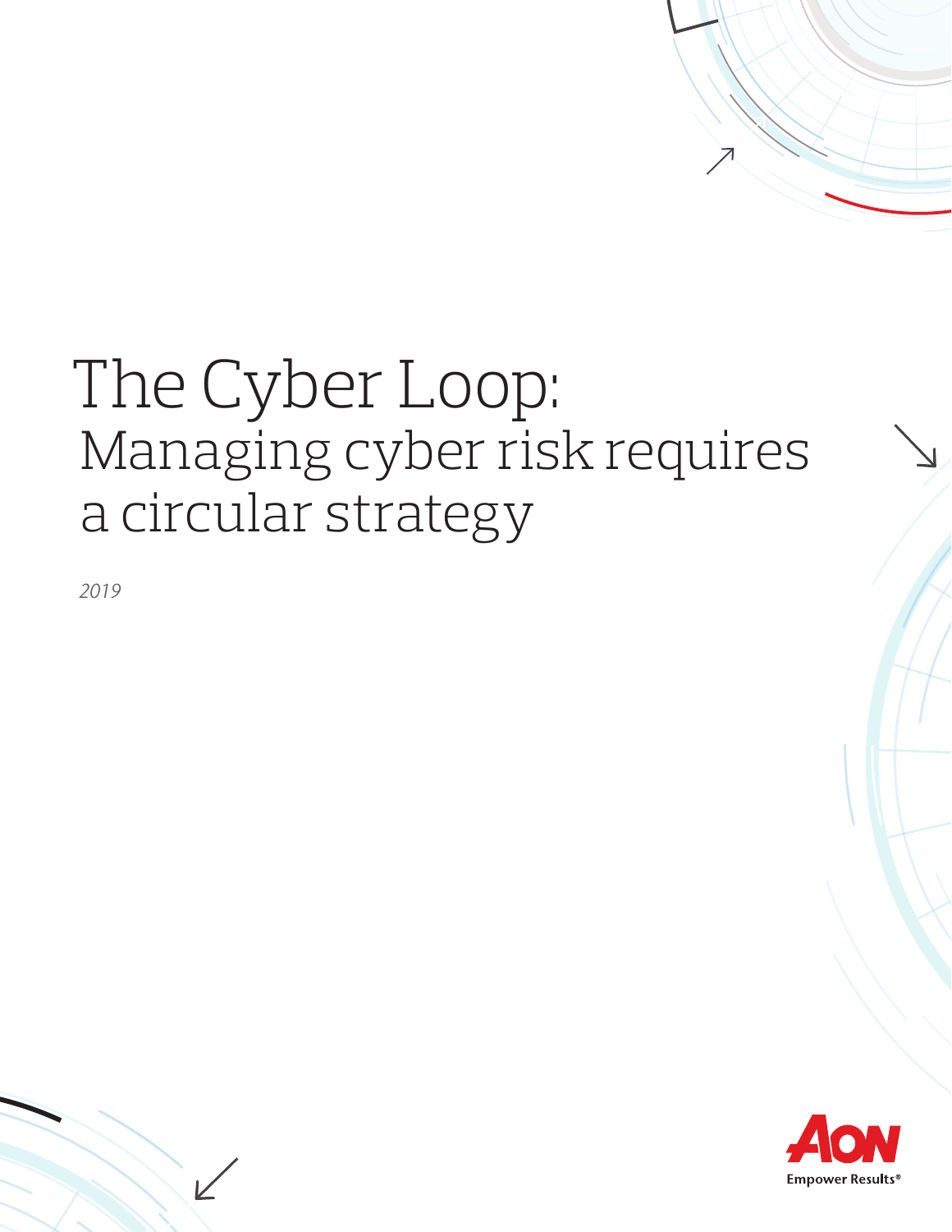# The Cyber Loop:

## Managing cyber risk requires a circular strategy

*2019*

Aon
Empower Results®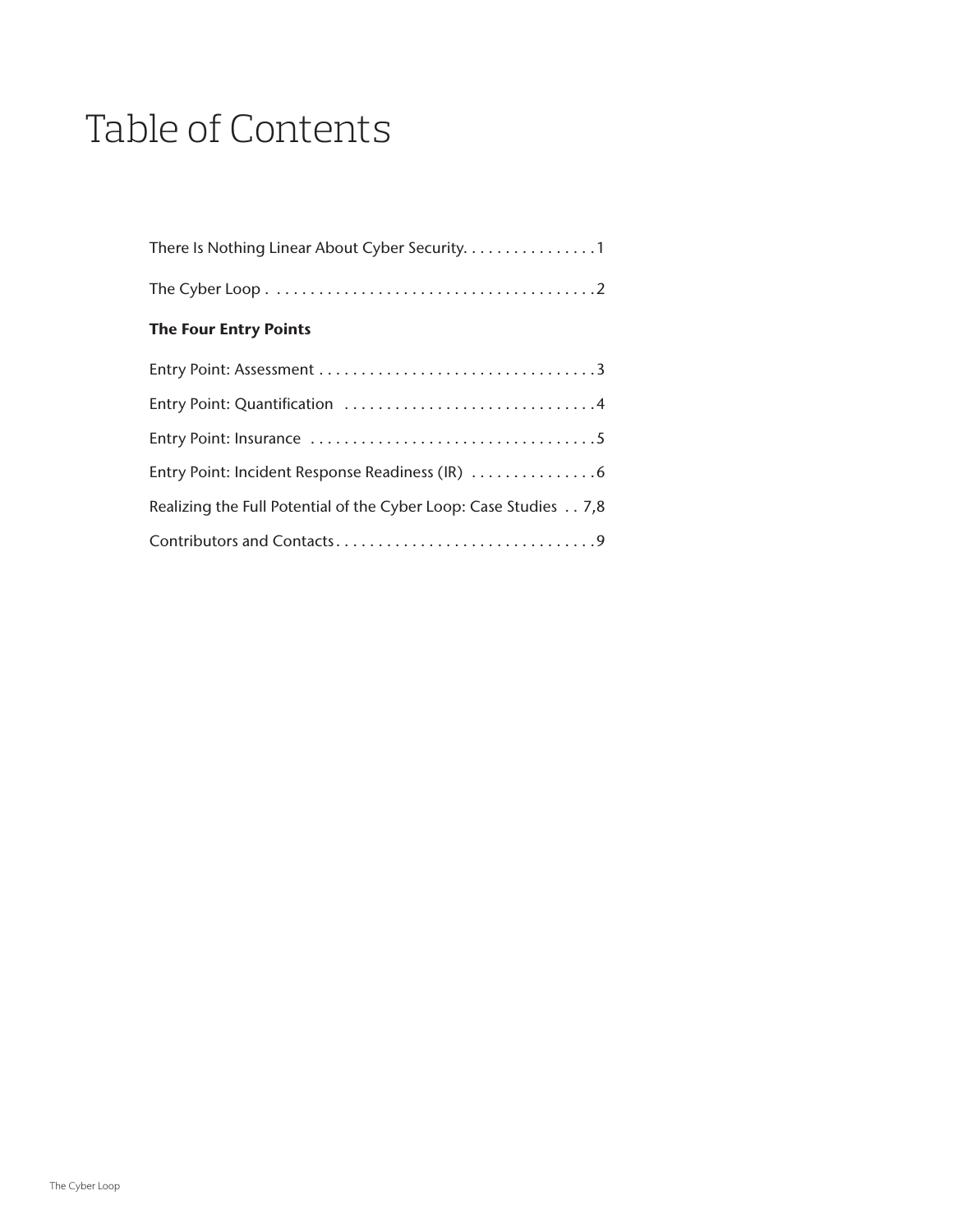# Table of Contents

There Is Nothing Linear About Cyber Security. . . . . . . . . . . . . . . . 1

The Cyber Loop . . . . . . . . . . . . . . . . . . . . . . . . . . . . . . . . . . . . . . 2

**The Four Entry Points**

Entry Point: Assessment . . . . . . . . . . . . . . . . . . . . . . . . . . . . . . . . . 3

Entry Point: Quantification . . . . . . . . . . . . . . . . . . . . . . . . . . . . . . 4

Entry Point: Insurance . . . . . . . . . . . . . . . . . . . . . . . . . . . . . . . . . . 5

Entry Point: Incident Response Readiness (IR) . . . . . . . . . . . . . . . 6

Realizing the Full Potential of the Cyber Loop: Case Studies . . 7,8

Contributors and Contacts . . . . . . . . . . . . . . . . . . . . . . . . . . . . . . . 9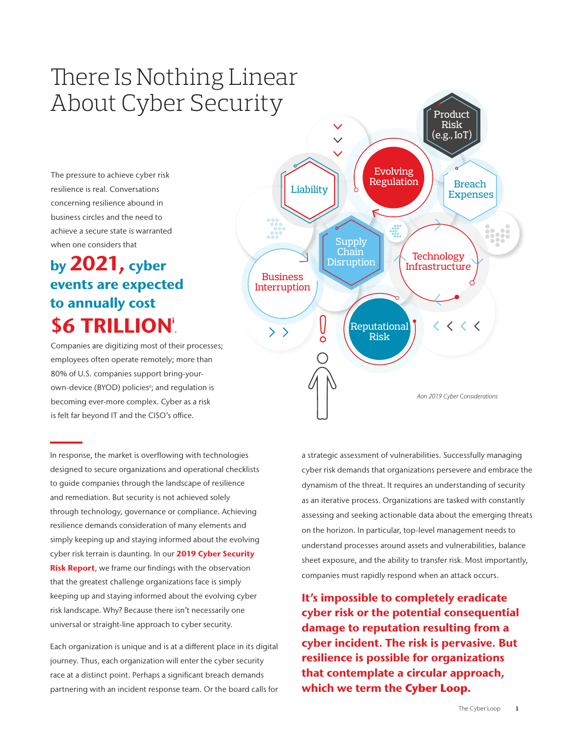# There Is Nothing Linear About Cyber Security

The pressure to achieve cyber risk resilience is real. Conversations concerning resilience abound in business circles and the need to achieve a secure state is warranted when one considers that

**by 2021, cyber events are expected to annually cost $6 TRILLION[i].**

Companies are digitizing most of their processes; employees often operate remotely; more than 80% of U.S. companies support bring-your-own-device (BYOD) policies[ii]; and regulation is becoming ever-more complex. Cyber as a risk is felt far beyond IT and the CISO's office.

Product Risk (e.g., IoT)

Evolving Regulation

Liability

Breach Expenses

Supply Chain Disruption

Technology Infrastructure

Business Interruption

Reputational Risk

*Aon 2019 Cyber Considerations*

In response, the market is overflowing with technologies designed to secure organizations and operational checklists to guide companies through the landscape of resilience and remediation. But security is not achieved solely through technology, governance or compliance. Achieving resilience demands consideration of many elements and simply keeping up and staying informed about the evolving cyber risk terrain is daunting. In our **2019 Cyber Security Risk Report**, we frame our findings with the observation that the greatest challenge organizations face is simply keeping up and staying informed about the evolving cyber risk landscape. Why? Because there isn't necessarily one universal or straight-line approach to cyber security.

Each organization is unique and is at a different place in its digital journey. Thus, each organization will enter the cyber security race at a distinct point. Perhaps a significant breach demands partnering with an incident response team. Or the board calls for a strategic assessment of vulnerabilities. Successfully managing cyber risk demands that organizations persevere and embrace the dynamism of the threat. It requires an understanding of security as an iterative process. Organizations are tasked with constantly assessing and seeking actionable data about the emerging threats on the horizon. In particular, top-level management needs to understand processes around assets and vulnerabilities, balance sheet exposure, and the ability to transfer risk. Most importantly, companies must rapidly respond when an attack occurs.

**It's impossible to completely eradicate cyber risk or the potential consequential damage to reputation resulting from a cyber incident. The risk is pervasive. But resilience is possible for organizations that contemplate a circular approach, which we term the Cyber Loop.**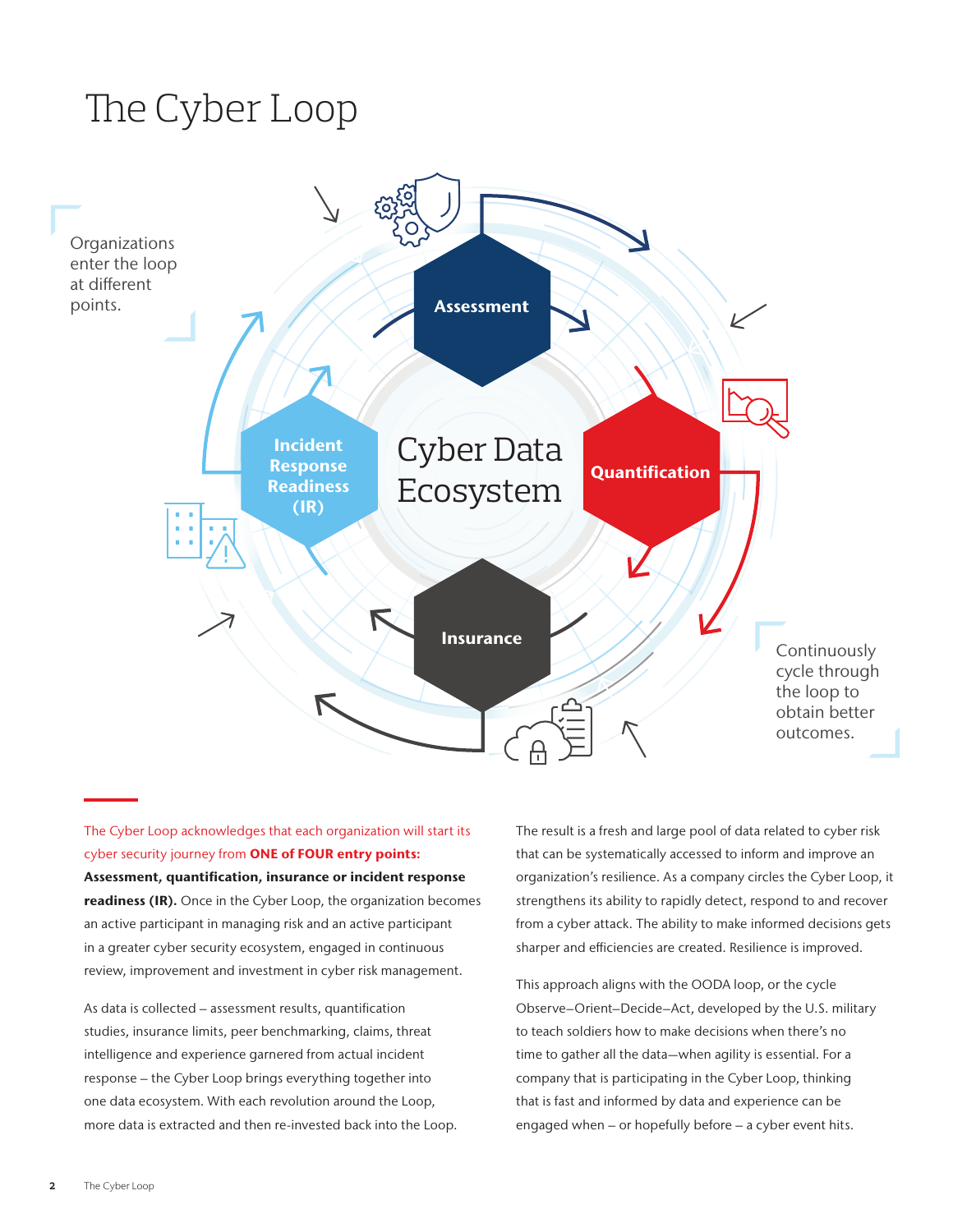# The Cyber Loop

Organizations enter the loop at different points.

Assessment

Quantification

Insurance

Incident Response Readiness (IR)

Cyber Data Ecosystem

Continuously cycle through the loop to obtain better outcomes.

The Cyber Loop acknowledges that each organization will start its cyber security journey from **ONE of FOUR entry points:** **Assessment, quantification, insurance or incident response readiness (IR).** Once in the Cyber Loop, the organization becomes an active participant in managing risk and an active participant in a greater cyber security ecosystem, engaged in continuous review, improvement and investment in cyber risk management.

As data is collected – assessment results, quantification studies, insurance limits, peer benchmarking, claims, threat intelligence and experience garnered from actual incident response – the Cyber Loop brings everything together into one data ecosystem. With each revolution around the Loop, more data is extracted and then re-invested back into the Loop.

The result is a fresh and large pool of data related to cyber risk that can be systematically accessed to inform and improve an organization's resilience. As a company circles the Cyber Loop, it strengthens its ability to rapidly detect, respond to and recover from a cyber attack. The ability to make informed decisions gets sharper and efficiencies are created. Resilience is improved.

This approach aligns with the OODA loop, or the cycle Observe–Orient–Decide–Act, developed by the U.S. military to teach soldiers how to make decisions when there's no time to gather all the data—when agility is essential. For a company that is participating in the Cyber Loop, thinking that is fast and informed by data and experience can be engaged when – or hopefully before – a cyber event hits.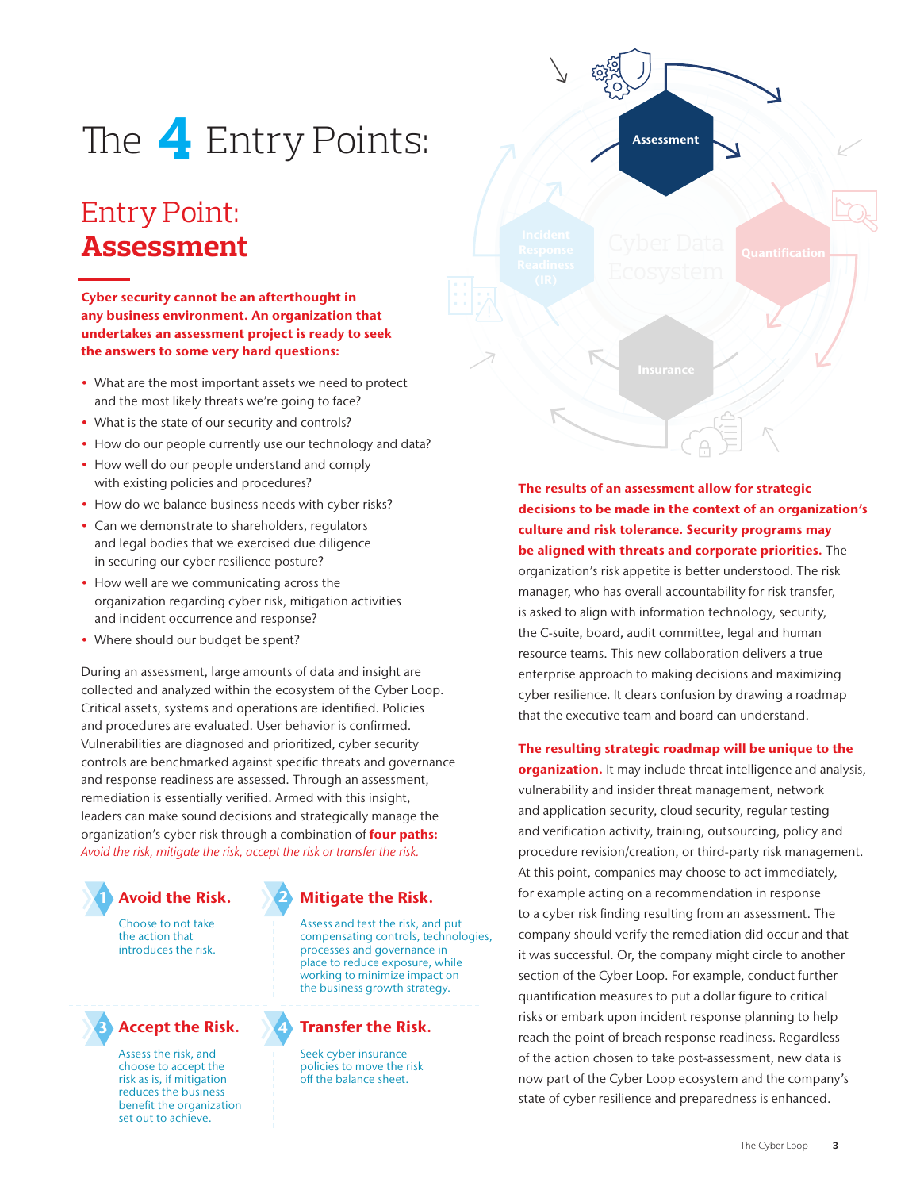# The 4 Entry Points:

## Entry Point: **Assessment**

**Cyber security cannot be an afterthought in any business environment. An organization that undertakes an assessment project is ready to seek the answers to some very hard questions:**

- What are the most important assets we need to protect and the most likely threats we're going to face?
- What is the state of our security and controls?
- How do our people currently use our technology and data?
- How well do our people understand and comply with existing policies and procedures?
- How do we balance business needs with cyber risks?
- Can we demonstrate to shareholders, regulators and legal bodies that we exercised due diligence in securing our cyber resilience posture?
- How well are we communicating across the organization regarding cyber risk, mitigation activities and incident occurrence and response?
- Where should our budget be spent?

During an assessment, large amounts of data and insight are collected and analyzed within the ecosystem of the Cyber Loop. Critical assets, systems and operations are identified. Policies and procedures are evaluated. User behavior is confirmed. Vulnerabilities are diagnosed and prioritized, cyber security controls are benchmarked against specific threats and governance and response readiness are assessed. Through an assessment, remediation is essentially verified. Armed with this insight, leaders can make sound decisions and strategically manage the organization's cyber risk through a combination of **four paths:** *Avoid the risk, mitigate the risk, accept the risk or transfer the risk.*

### 1 Avoid the Risk.

Choose to not take the action that introduces the risk.

### 2 Mitigate the Risk.

Assess and test the risk, and put compensating controls, technologies, processes and governance in place to reduce exposure, while working to minimize impact on the business growth strategy.

### 3 Accept the Risk.

Assess the risk, and choose to accept the risk as is, if mitigation reduces the business benefit the organization set out to achieve.

### 4 Transfer the Risk.

Seek cyber insurance policies to move the risk off the balance sheet.

**The results of an assessment allow for strategic decisions to be made in the context of an organization's culture and risk tolerance. Security programs may be aligned with threats and corporate priorities.** The organization's risk appetite is better understood. The risk manager, who has overall accountability for risk transfer, is asked to align with information technology, security, the C-suite, board, audit committee, legal and human resource teams. This new collaboration delivers a true enterprise approach to making decisions and maximizing cyber resilience. It clears confusion by drawing a roadmap that the executive team and board can understand.

**The resulting strategic roadmap will be unique to the organization.** It may include threat intelligence and analysis, vulnerability and insider threat management, network and application security, cloud security, regular testing and verification activity, training, outsourcing, policy and procedure revision/creation, or third-party risk management. At this point, companies may choose to act immediately, for example acting on a recommendation in response to a cyber risk finding resulting from an assessment. The company should verify the remediation did occur and that it was successful. Or, the company might circle to another section of the Cyber Loop. For example, conduct further quantification measures to put a dollar figure to critical risks or embark upon incident response planning to help reach the point of breach response readiness. Regardless of the action chosen to take post-assessment, new data is now part of the Cyber Loop ecosystem and the company's state of cyber resilience and preparedness is enhanced.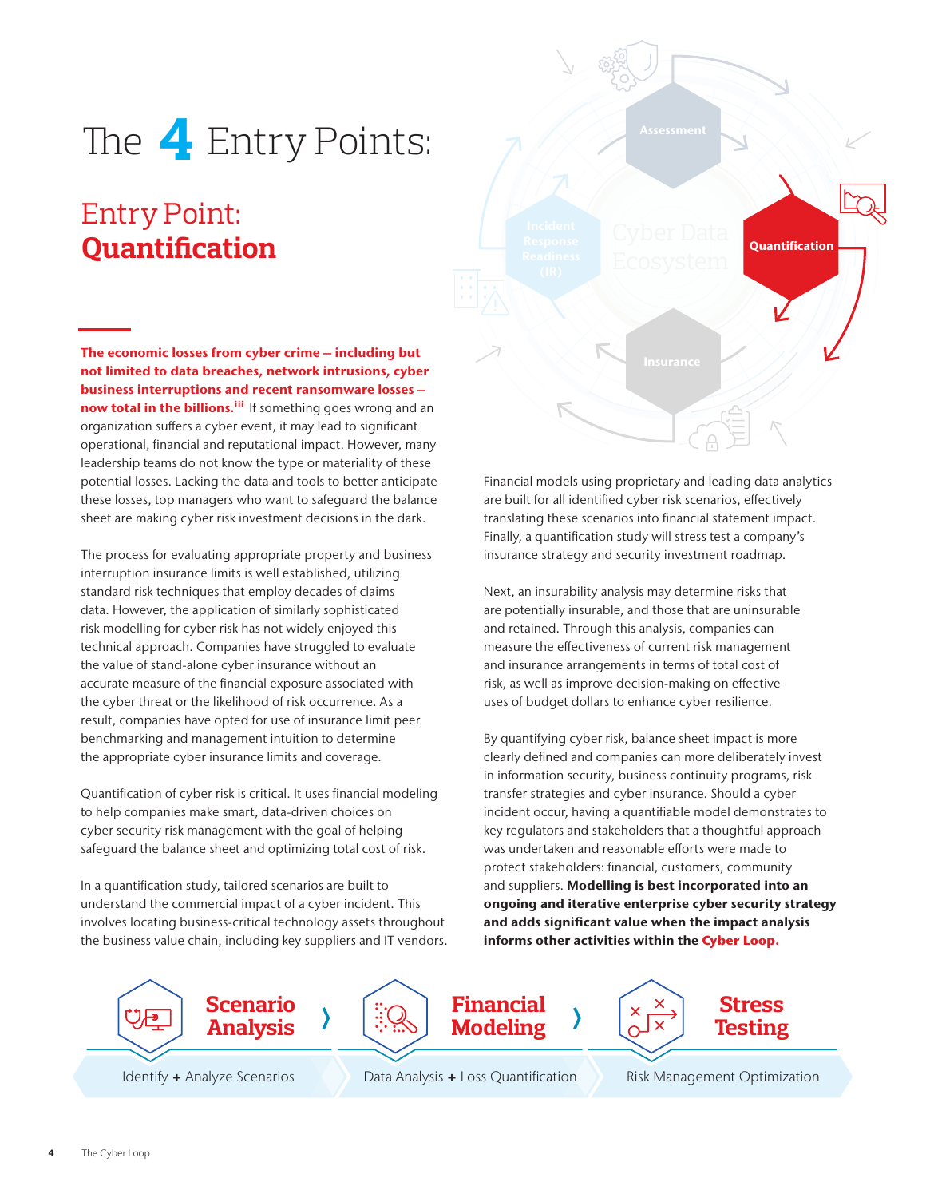# The 4 Entry Points:

## Entry Point: **Quantification**

**The economic losses from cyber crime — including but not limited to data breaches, network intrusions, cyber business interruptions and recent ransomware losses — now total in the billions.**[iii] If something goes wrong and an organization suffers a cyber event, it may lead to significant operational, financial and reputational impact. However, many leadership teams do not know the type or materiality of these potential losses. Lacking the data and tools to better anticipate these losses, top managers who want to safeguard the balance sheet are making cyber risk investment decisions in the dark.

The process for evaluating appropriate property and business interruption insurance limits is well established, utilizing standard risk techniques that employ decades of claims data. However, the application of similarly sophisticated risk modelling for cyber risk has not widely enjoyed this technical approach. Companies have struggled to evaluate the value of stand-alone cyber insurance without an accurate measure of the financial exposure associated with the cyber threat or the likelihood of risk occurrence. As a result, companies have opted for use of insurance limit peer benchmarking and management intuition to determine the appropriate cyber insurance limits and coverage.

Quantification of cyber risk is critical. It uses financial modeling to help companies make smart, data-driven choices on cyber security risk management with the goal of helping safeguard the balance sheet and optimizing total cost of risk.

In a quantification study, tailored scenarios are built to understand the commercial impact of a cyber incident. This involves locating business-critical technology assets throughout the business value chain, including key suppliers and IT vendors.

Financial models using proprietary and leading data analytics are built for all identified cyber risk scenarios, effectively translating these scenarios into financial statement impact. Finally, a quantification study will stress test a company's insurance strategy and security investment roadmap.

Next, an insurability analysis may determine risks that are potentially insurable, and those that are uninsurable and retained. Through this analysis, companies can measure the effectiveness of current risk management and insurance arrangements in terms of total cost of risk, as well as improve decision-making on effective uses of budget dollars to enhance cyber resilience.

By quantifying cyber risk, balance sheet impact is more clearly defined and companies can more deliberately invest in information security, business continuity programs, risk transfer strategies and cyber insurance. Should a cyber incident occur, having a quantifiable model demonstrates to key regulators and stakeholders that a thoughtful approach was undertaken and reasonable efforts were made to protect stakeholders: financial, customers, community and suppliers. **Modelling is best incorporated into an ongoing and iterative enterprise cyber security strategy and adds significant value when the impact analysis informs other activities within the Cyber Loop.**

**Scenario Analysis** › **Financial Modeling** › **Stress Testing**

Identify + Analyze Scenarios | Data Analysis + Loss Quantification | Risk Management Optimization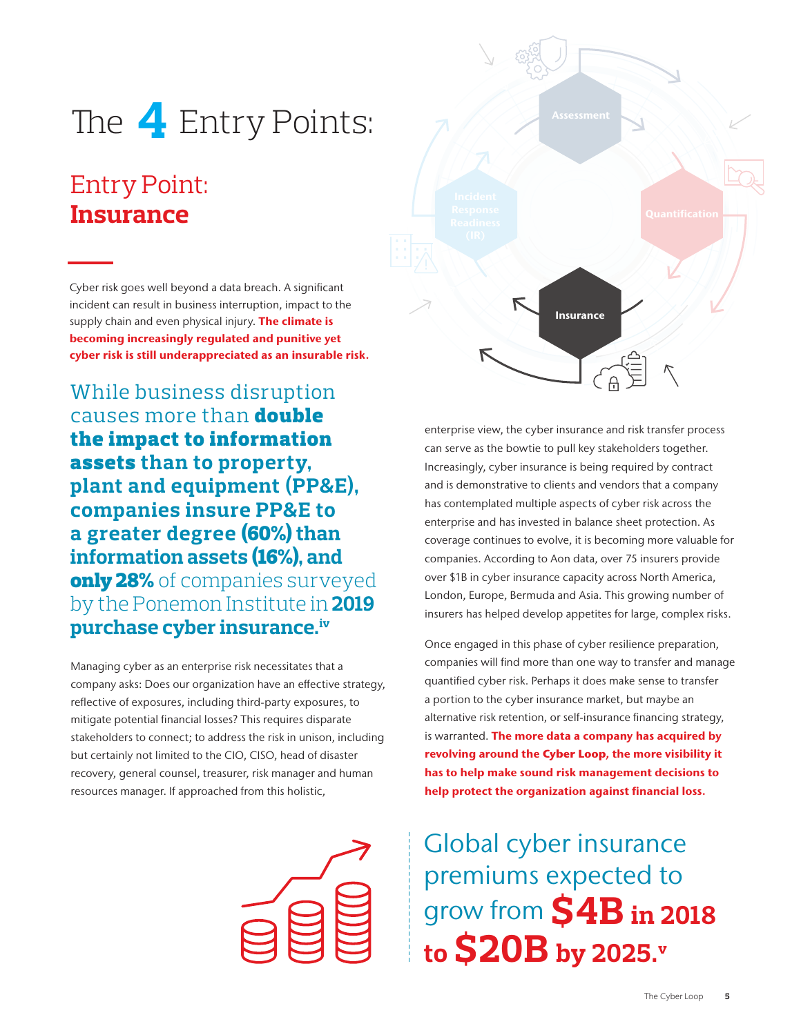# The 4 Entry Points:

## Entry Point: **Insurance**

Cyber risk goes well beyond a data breach. A significant incident can result in business interruption, impact to the supply chain and even physical injury. **The climate is becoming increasingly regulated and punitive yet cyber risk is still underappreciated as an insurable risk.**

While business disruption causes more than **double the impact to information assets than to property, plant and equipment (PP&E), companies insure PP&E to a greater degree (60%) than information assets (16%), and only 28%** of companies surveyed by the Ponemon Institute in **2019 purchase cyber insurance.**[iv]

Managing cyber as an enterprise risk necessitates that a company asks: Does our organization have an effective strategy, reflective of exposures, including third-party exposures, to mitigate potential financial losses? This requires disparate stakeholders to connect; to address the risk in unison, including but certainly not limited to the CIO, CISO, head of disaster recovery, general counsel, treasurer, risk manager and human resources manager. If approached from this holistic, enterprise view, the cyber insurance and risk transfer process can serve as the bowtie to pull key stakeholders together. Increasingly, cyber insurance is being required by contract and is demonstrative to clients and vendors that a company has contemplated multiple aspects of cyber risk across the enterprise and has invested in balance sheet protection. As coverage continues to evolve, it is becoming more valuable for companies. According to Aon data, over 75 insurers provide over $1B in cyber insurance capacity across North America, London, Europe, Bermuda and Asia. This growing number of insurers has helped develop appetites for large, complex risks.

Once engaged in this phase of cyber resilience preparation, companies will find more than one way to transfer and manage quantified cyber risk. Perhaps it does make sense to transfer a portion to the cyber insurance market, but maybe an alternative risk retention, or self-insurance financing strategy, is warranted. **The more data a company has acquired by revolving around the Cyber Loop, the more visibility it has to help make sound risk management decisions to help protect the organization against financial loss.**

Global cyber insurance premiums expected to grow from **$4B in 2018 to $20B by 2025.**[v]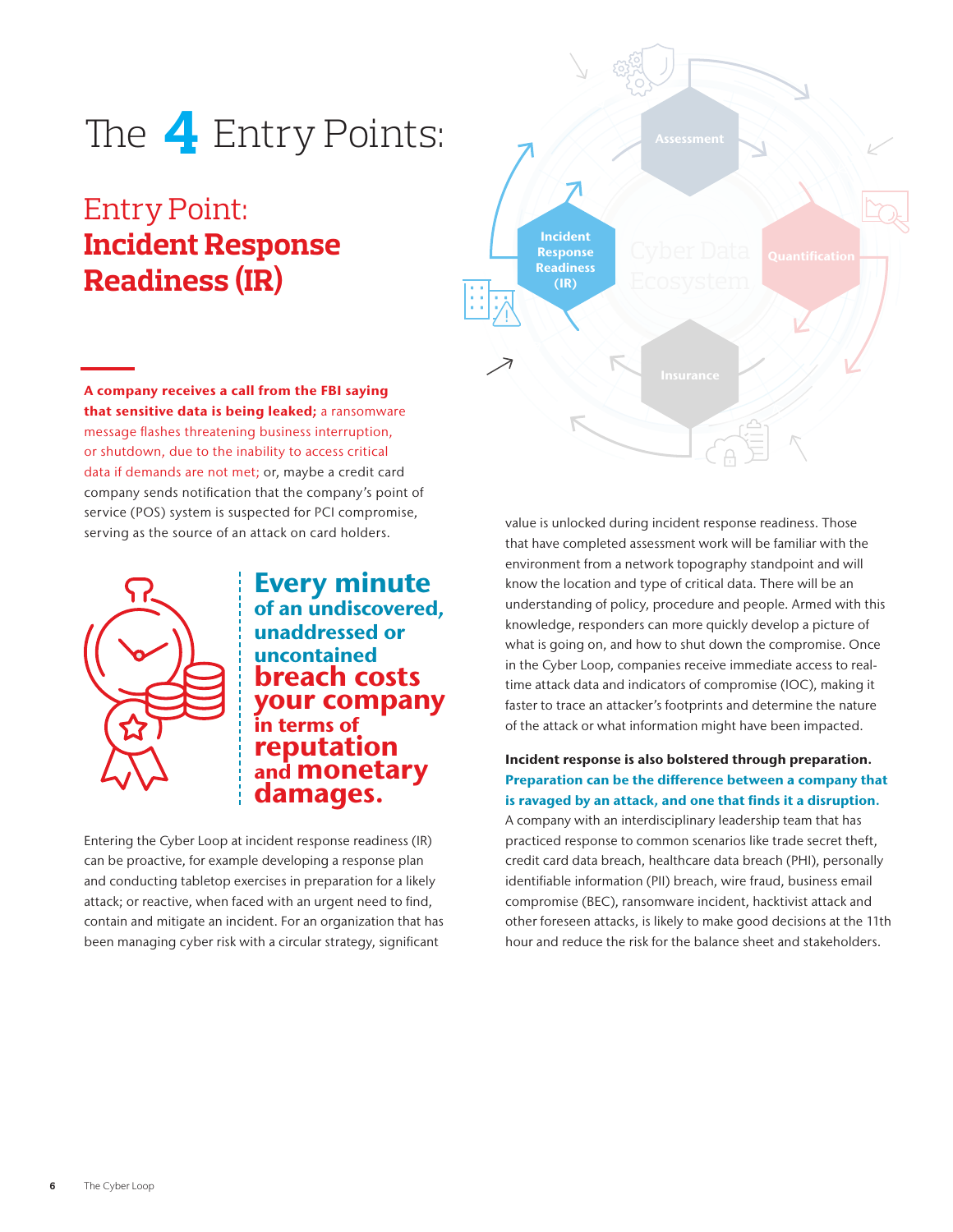# The 4 Entry Points:

## Entry Point: Incident Response Readiness (IR)

**A company receives a call from the FBI saying that sensitive data is being leaked;** a ransomware message flashes threatening business interruption, or shutdown, due to the inability to access critical data if demands are not met; or, maybe a credit card company sends notification that the company's point of service (POS) system is suspected for PCI compromise, serving as the source of an attack on card holders.

**Every minute of an undiscovered, unaddressed or uncontained breach costs your company in terms of reputation and monetary damages.**

Entering the Cyber Loop at incident response readiness (IR) can be proactive, for example developing a response plan and conducting tabletop exercises in preparation for a likely attack; or reactive, when faced with an urgent need to find, contain and mitigate an incident. For an organization that has been managing cyber risk with a circular strategy, significant value is unlocked during incident response readiness. Those that have completed assessment work will be familiar with the environment from a network topography standpoint and will know the location and type of critical data. There will be an understanding of policy, procedure and people. Armed with this knowledge, responders can more quickly develop a picture of what is going on, and how to shut down the compromise. Once in the Cyber Loop, companies receive immediate access to real-time attack data and indicators of compromise (IOC), making it faster to trace an attacker's footprints and determine the nature of the attack or what information might have been impacted.

**Incident response is also bolstered through preparation. Preparation can be the difference between a company that is ravaged by an attack, and one that finds it a disruption.** A company with an interdisciplinary leadership team that has practiced response to common scenarios like trade secret theft, credit card data breach, healthcare data breach (PHI), personally identifiable information (PII) breach, wire fraud, business email compromise (BEC), ransomware incident, hacktivist attack and other foreseen attacks, is likely to make good decisions at the 11th hour and reduce the risk for the balance sheet and stakeholders.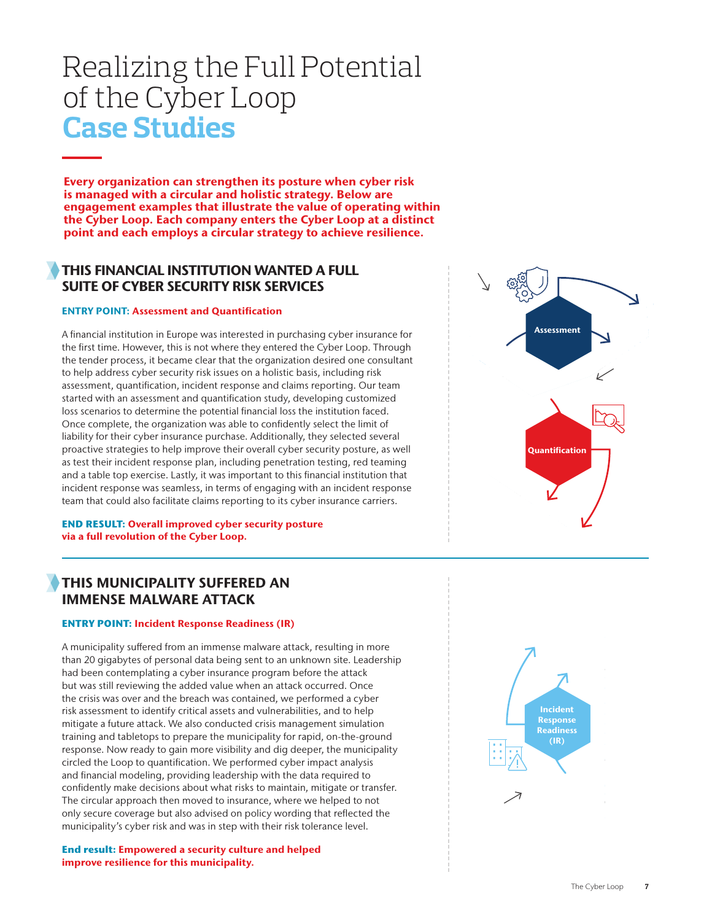# Realizing the Full Potential of the Cyber Loop
# Case Studies

**Every organization can strengthen its posture when cyber risk is managed with a circular and holistic strategy. Below are engagement examples that illustrate the value of operating within the Cyber Loop. Each company enters the Cyber Loop at a distinct point and each employs a circular strategy to achieve resilience.**

## THIS FINANCIAL INSTITUTION WANTED A FULL SUITE OF CYBER SECURITY RISK SERVICES

**ENTRY POINT: Assessment and Quantification**

A financial institution in Europe was interested in purchasing cyber insurance for the first time. However, this is not where they entered the Cyber Loop. Through the tender process, it became clear that the organization desired one consultant to help address cyber security risk issues on a holistic basis, including risk assessment, quantification, incident response and claims reporting. Our team started with an assessment and quantification study, developing customized loss scenarios to determine the potential financial loss the institution faced. Once complete, the organization was able to confidently select the limit of liability for their cyber insurance purchase. Additionally, they selected several proactive strategies to help improve their overall cyber security posture, as well as test their incident response plan, including penetration testing, red teaming and a table top exercise. Lastly, it was important to this financial institution that incident response was seamless, in terms of engaging with an incident response team that could also facilitate claims reporting to its cyber insurance carriers.

**END RESULT: Overall improved cyber security posture via a full revolution of the Cyber Loop.**

Assessment

Quantification

## THIS MUNICIPALITY SUFFERED AN IMMENSE MALWARE ATTACK

**ENTRY POINT: Incident Response Readiness (IR)**

A municipality suffered from an immense malware attack, resulting in more than 20 gigabytes of personal data being sent to an unknown site. Leadership had been contemplating a cyber insurance program before the attack but was still reviewing the added value when an attack occurred. Once the crisis was over and the breach was contained, we performed a cyber risk assessment to identify critical assets and vulnerabilities, and to help mitigate a future attack. We also conducted crisis management simulation training and tabletops to prepare the municipality for rapid, on-the-ground response. Now ready to gain more visibility and dig deeper, the municipality circled the Loop to quantification. We performed cyber impact analysis and financial modeling, providing leadership with the data required to confidently make decisions about what risks to maintain, mitigate or transfer. The circular approach then moved to insurance, where we helped to not only secure coverage but also advised on policy wording that reflected the municipality's cyber risk and was in step with their risk tolerance level.

**End result: Empowered a security culture and helped improve resilience for this municipality.**

Incident Response Readiness (IR)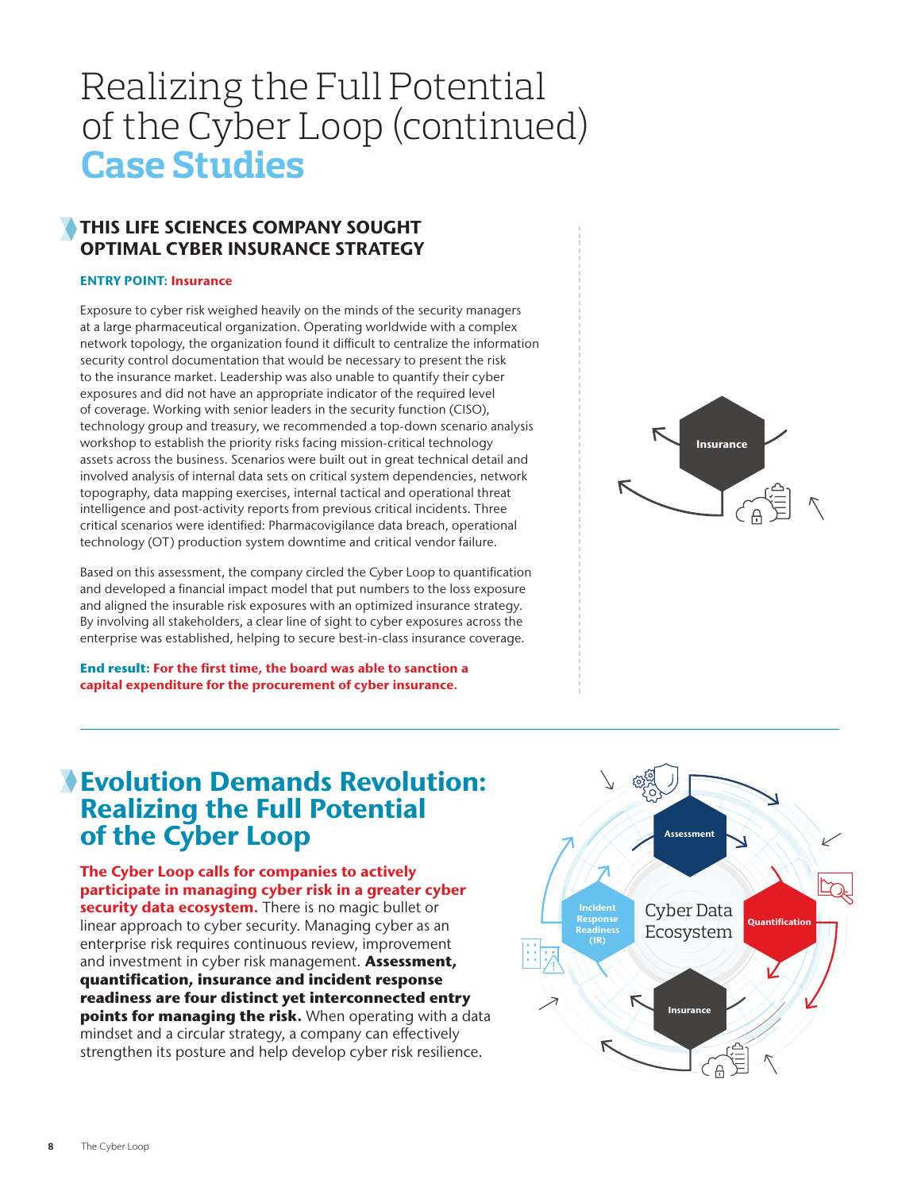# Realizing the Full Potential of the Cyber Loop (continued)
# Case Studies

## THIS LIFE SCIENCES COMPANY SOUGHT OPTIMAL CYBER INSURANCE STRATEGY

**ENTRY POINT: Insurance**

Exposure to cyber risk weighed heavily on the minds of the security managers at a large pharmaceutical organization. Operating worldwide with a complex network topology, the organization found it difficult to centralize the information security control documentation that would be necessary to present the risk to the insurance market. Leadership was also unable to quantify their cyber exposures and did not have an appropriate indicator of the required level of coverage. Working with senior leaders in the security function (CISO), technology group and treasury, we recommended a top-down scenario analysis workshop to establish the priority risks facing mission-critical technology assets across the business. Scenarios were built out in great technical detail and involved analysis of internal data sets on critical system dependencies, network topography, data mapping exercises, internal tactical and operational threat intelligence and post-activity reports from previous critical incidents. Three critical scenarios were identified: Pharmacovigilance data breach, operational technology (OT) production system downtime and critical vendor failure.

Based on this assessment, the company circled the Cyber Loop to quantification and developed a financial impact model that put numbers to the loss exposure and aligned the insurable risk exposures with an optimized insurance strategy. By involving all stakeholders, a clear line of sight to cyber exposures across the enterprise was established, helping to secure best-in-class insurance coverage.

**End result: For the first time, the board was able to sanction a capital expenditure for the procurement of cyber insurance.**

Insurance

## Evolution Demands Revolution: Realizing the Full Potential of the Cyber Loop

**The Cyber Loop calls for companies to actively participate in managing cyber risk in a greater cyber security data ecosystem.** There is no magic bullet or linear approach to cyber security. Managing cyber as an enterprise risk requires continuous review, improvement and investment in cyber risk management. **Assessment, quantification, insurance and incident response readiness are four distinct yet interconnected entry points for managing the risk.** When operating with a data mindset and a circular strategy, a company can effectively strengthen its posture and help develop cyber risk resilience.

Cyber Data Ecosystem

Assessment

Quantification

Insurance

Incident Response Readiness (IR)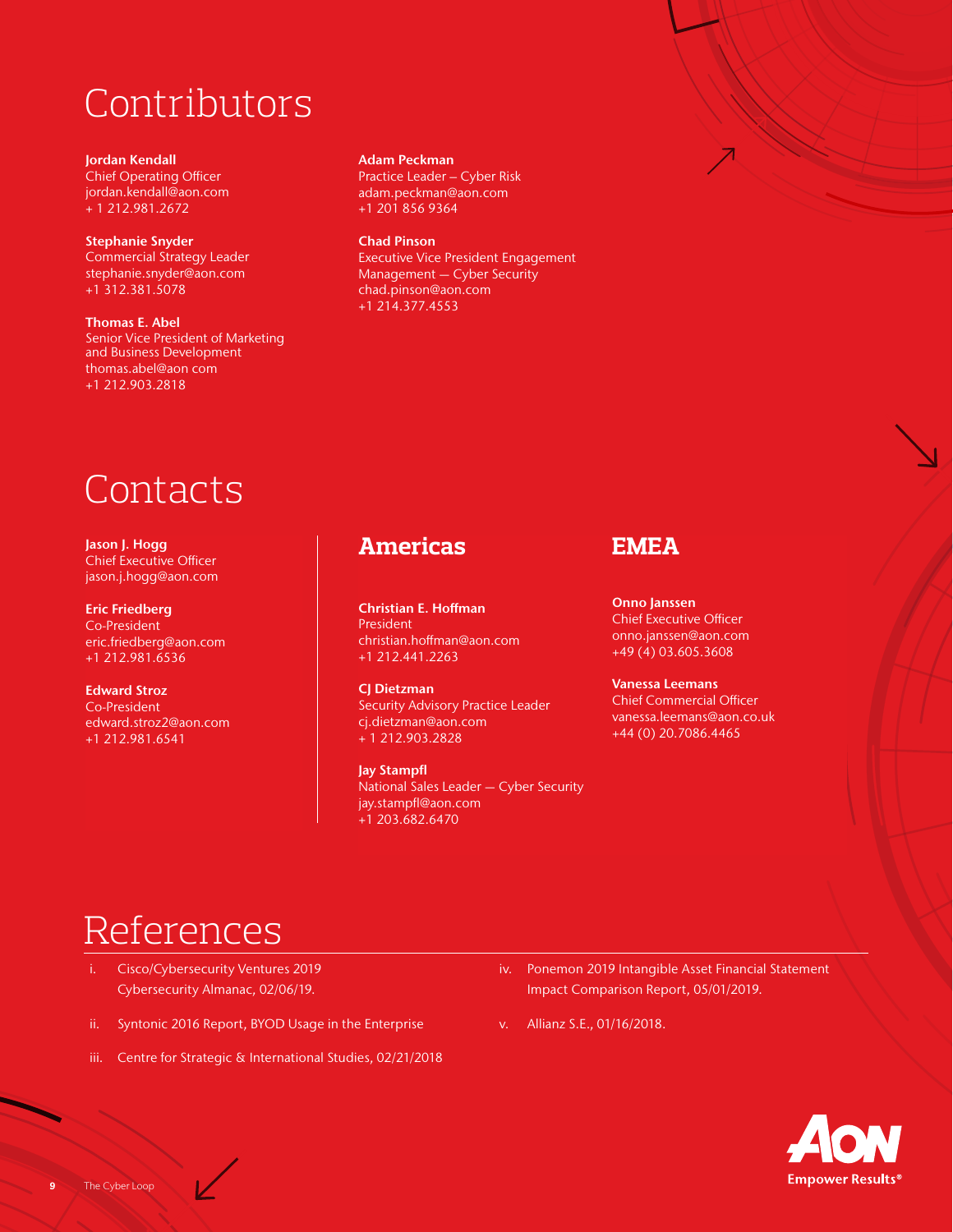# Contributors

**Jordan Kendall**
Chief Operating Officer
jordan.kendall@aon.com
+ 1 212.981.2672

**Stephanie Snyder**
Commercial Strategy Leader
stephanie.snyder@aon.com
+1 312.381.5078

**Thomas E. Abel**
Senior Vice President of Marketing and Business Development
thomas.abel@aon com
+1 212.903.2818

**Adam Peckman**
Practice Leader – Cyber Risk
adam.peckman@aon.com
+1 201 856 9364

**Chad Pinson**
Executive Vice President Engagement Management — Cyber Security
chad.pinson@aon.com
+1 214.377.4553

# Contacts

**Jason J. Hogg**
Chief Executive Officer
jason.j.hogg@aon.com

**Eric Friedberg**
Co-President
eric.friedberg@aon.com
+1 212.981.6536

**Edward Stroz**
Co-President
edward.stroz2@aon.com
+1 212.981.6541

## Americas

**Christian E. Hoffman**
President
christian.hoffman@aon.com
+1 212.441.2263

**CJ Dietzman**
Security Advisory Practice Leader
cj.dietzman@aon.com
+ 1 212.903.2828

**Jay Stampfl**
National Sales Leader — Cyber Security
jay.stampfl@aon.com
+1 203.682.6470

## EMEA

**Onno Janssen**
Chief Executive Officer
onno.janssen@aon.com
+49 (4) 03.605.3608

**Vanessa Leemans**
Chief Commercial Officer
vanessa.leemans@aon.co.uk
+44 (0) 20.7086.4465

# References

i. Cisco/Cybersecurity Ventures 2019 Cybersecurity Almanac, 02/06/19.

ii. Syntonic 2016 Report, BYOD Usage in the Enterprise

iii. Centre for Strategic & International Studies, 02/21/2018

iv. Ponemon 2019 Intangible Asset Financial Statement Impact Comparison Report, 05/01/2019.

v. Allianz S.E., 01/16/2018.

Empower Results®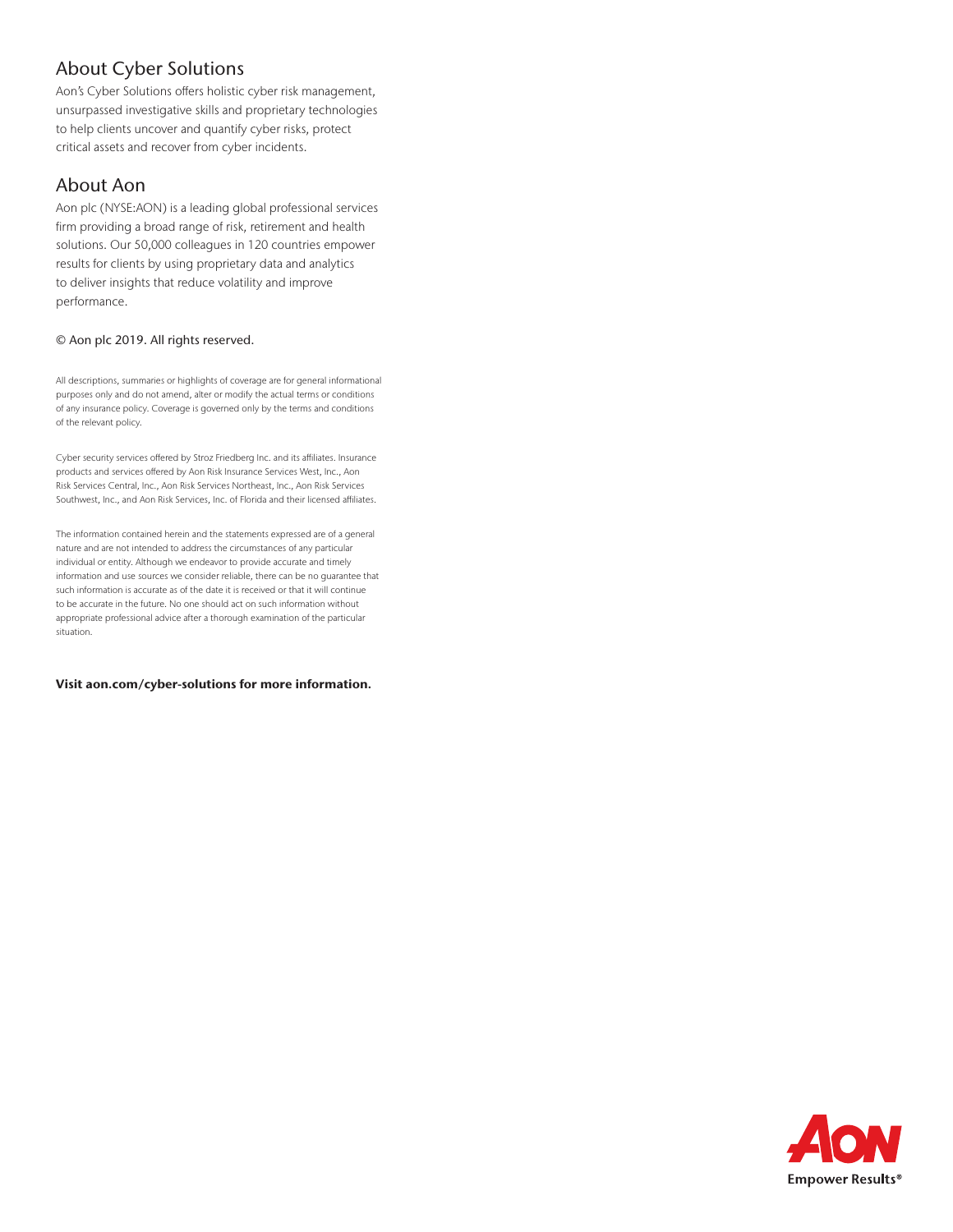## About Cyber Solutions

Aon's Cyber Solutions offers holistic cyber risk management, unsurpassed investigative skills and proprietary technologies to help clients uncover and quantify cyber risks, protect critical assets and recover from cyber incidents.

## About Aon

Aon plc (NYSE:AON) is a leading global professional services firm providing a broad range of risk, retirement and health solutions. Our 50,000 colleagues in 120 countries empower results for clients by using proprietary data and analytics to deliver insights that reduce volatility and improve performance.

© Aon plc 2019. All rights reserved.

All descriptions, summaries or highlights of coverage are for general informational purposes only and do not amend, alter or modify the actual terms or conditions of any insurance policy. Coverage is governed only by the terms and conditions of the relevant policy.

Cyber security services offered by Stroz Friedberg Inc. and its affiliates. Insurance products and services offered by Aon Risk Insurance Services West, Inc., Aon Risk Services Central, Inc., Aon Risk Services Northeast, Inc., Aon Risk Services Southwest, Inc., and Aon Risk Services, Inc. of Florida and their licensed affiliates.

The information contained herein and the statements expressed are of a general nature and are not intended to address the circumstances of any particular individual or entity. Although we endeavor to provide accurate and timely information and use sources we consider reliable, there can be no guarantee that such information is accurate as of the date it is received or that it will continue to be accurate in the future. No one should act on such information without appropriate professional advice after a thorough examination of the particular situation.

**Visit aon.com/cyber-solutions for more information.**

AON

Empower Results®